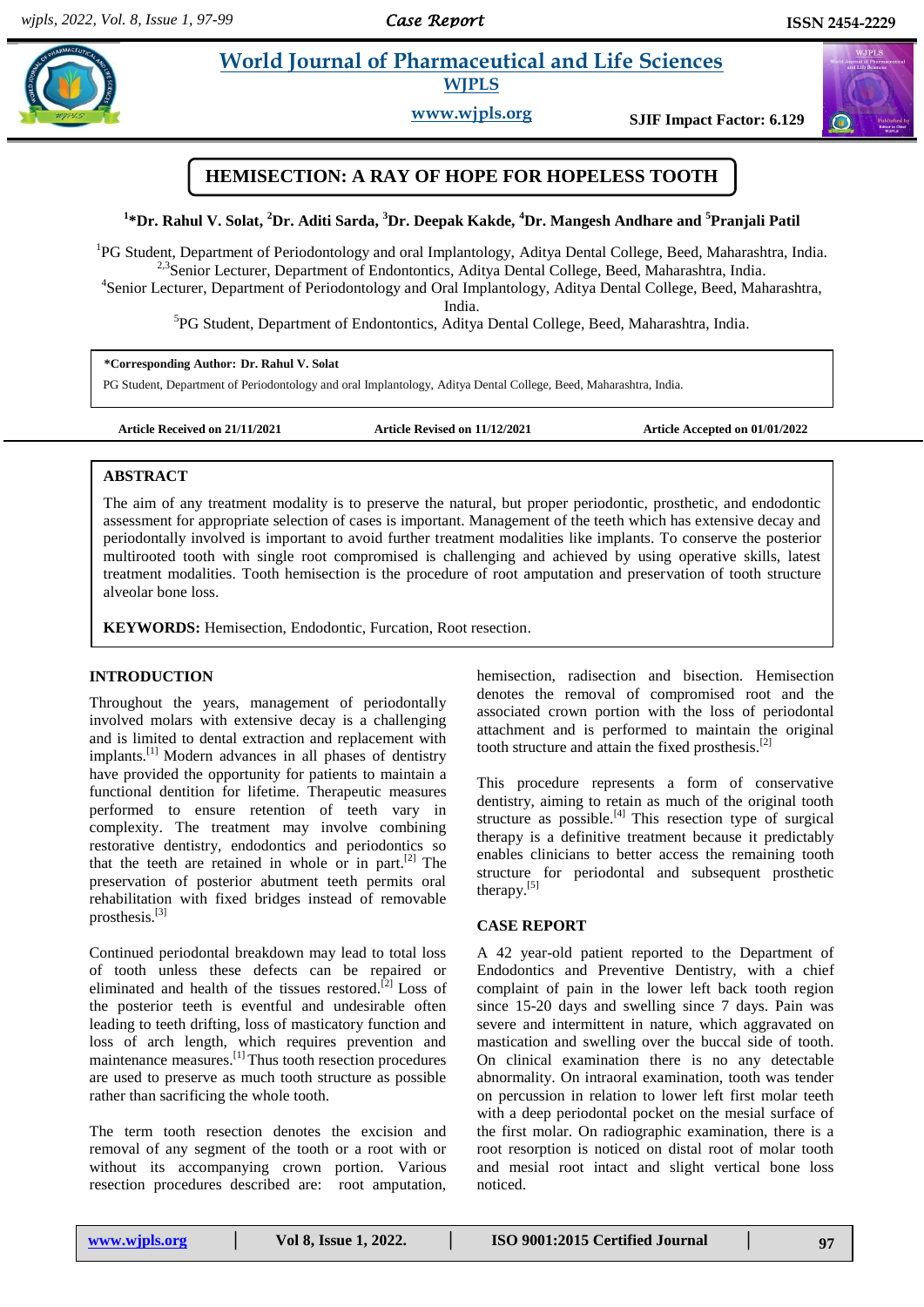# HEMISECTION: A RAY OF HOPE FOR HOPELESS TOOTH

**[1]*Dr. Rahul V. Solat, [2]Dr. Aditi Sarda, [3]Dr. Deepak Kakde, [4]Dr. Mangesh Andhare and [5]Pranjali Patil**

[1]PG Student, Department of Periodontology and oral Implantology, Aditya Dental College, Beed, Maharashtra, India.
[2,3]Senior Lecturer, Department of Endontontics, Aditya Dental College, Beed, Maharashtra, India.
[4]Senior Lecturer, Department of Periodontology and Oral Implantology, Aditya Dental College, Beed, Maharashtra, India.
[5]PG Student, Department of Endontontics, Aditya Dental College, Beed, Maharashtra, India.

**\*Corresponding Author: Dr. Rahul V. Solat**
PG Student, Department of Periodontology and oral Implantology, Aditya Dental College, Beed, Maharashtra, India.

**Article Received on 21/11/2021** | **Article Revised on 11/12/2021** | **Article Accepted on 01/01/2022**

## ABSTRACT

The aim of any treatment modality is to preserve the natural, but proper periodontic, prosthetic, and endodontic assessment for appropriate selection of cases is important. Management of the teeth which has extensive decay and periodontally involved is important to avoid further treatment modalities like implants. To conserve the posterior multirooted tooth with single root compromised is challenging and achieved by using operative skills, latest treatment modalities. Tooth hemisection is the procedure of root amputation and preservation of tooth structure alveolar bone loss.

**KEYWORDS:** Hemisection, Endodontic, Furcation, Root resection.

## INTRODUCTION

Throughout the years, management of periodontally involved molars with extensive decay is a challenging and is limited to dental extraction and replacement with implants.[1] Modern advances in all phases of dentistry have provided the opportunity for patients to maintain a functional dentition for lifetime. Therapeutic measures performed to ensure retention of teeth vary in complexity. The treatment may involve combining restorative dentistry, endodontics and periodontics so that the teeth are retained in whole or in part.[2] The preservation of posterior abutment teeth permits oral rehabilitation with fixed bridges instead of removable prosthesis.[3]

Continued periodontal breakdown may lead to total loss of tooth unless these defects can be repaired or eliminated and health of the tissues restored.[2] Loss of the posterior teeth is eventful and undesirable often leading to teeth drifting, loss of masticatory function and loss of arch length, which requires prevention and maintenance measures.[1] Thus tooth resection procedures are used to preserve as much tooth structure as possible rather than sacrificing the whole tooth.

The term tooth resection denotes the excision and removal of any segment of the tooth or a root with or without its accompanying crown portion. Various resection procedures described are: root amputation, hemisection, radisection and bisection. Hemisection denotes the removal of compromised root and the associated crown portion with the loss of periodontal attachment and is performed to maintain the original tooth structure and attain the fixed prosthesis.[2]

This procedure represents a form of conservative dentistry, aiming to retain as much of the original tooth structure as possible.[4] This resection type of surgical therapy is a definitive treatment because it predictably enables clinicians to better access the remaining tooth structure for periodontal and subsequent prosthetic therapy.[5]

## CASE REPORT

A 42 year-old patient reported to the Department of Endodontics and Preventive Dentistry, with a chief complaint of pain in the lower left back tooth region since 15-20 days and swelling since 7 days. Pain was severe and intermittent in nature, which aggravated on mastication and swelling over the buccal side of tooth. On clinical examination there is no any detectable abnormality. On intraoral examination, tooth was tender on percussion in relation to lower left first molar teeth with a deep periodontal pocket on the mesial surface of the first molar. On radiographic examination, there is a root resorption is noticed on distal root of molar tooth and mesial root intact and slight vertical bone loss noticed.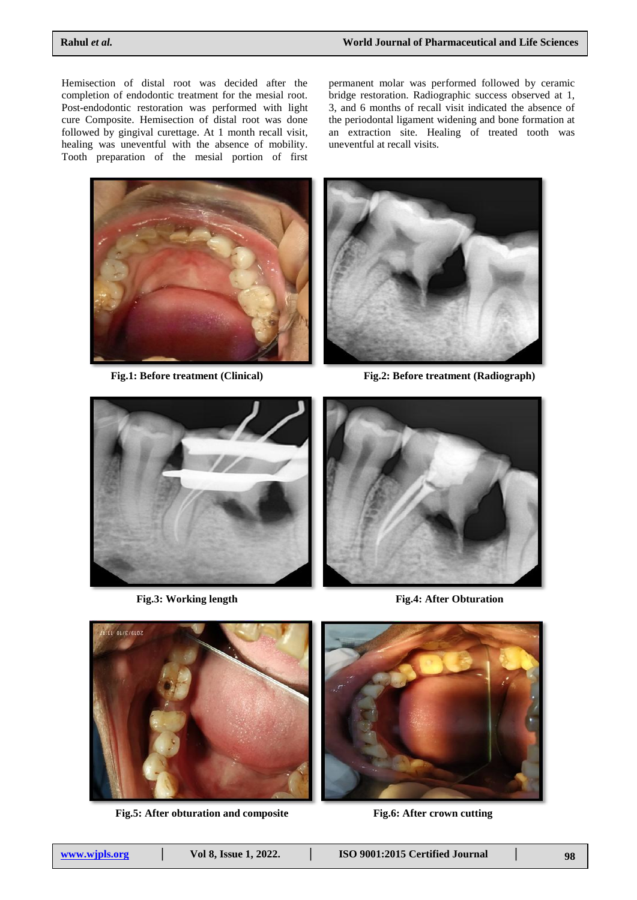Hemisection of distal root was decided after the completion of endodontic treatment for the mesial root. Post-endodontic restoration was performed with light cure Composite. Hemisection of distal root was done followed by gingival curettage. At 1 month recall visit, healing was uneventful with the absence of mobility. Tooth preparation of the mesial portion of first permanent molar was performed followed by ceramic bridge restoration. Radiographic success observed at 1, 3, and 6 months of recall visit indicated the absence of the periodontal ligament widening and bone formation at an extraction site. Healing of treated tooth was uneventful at recall visits.

**Fig.1: Before treatment (Clinical)**

**Fig.2: Before treatment (Radiograph)**

**Fig.3: Working length**

**Fig.4: After Obturation**

**Fig.5: After obturation and composite**

**Fig.6: After crown cutting**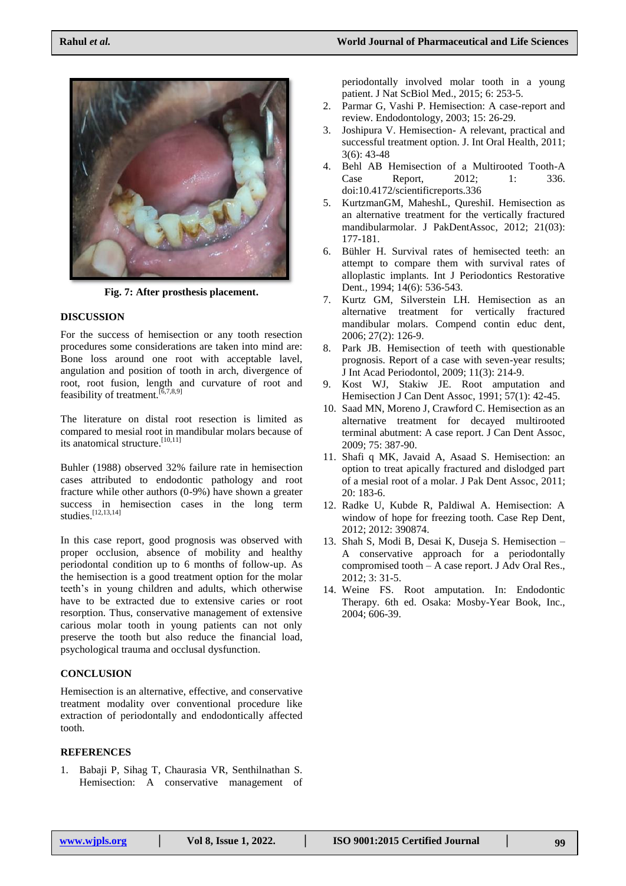Fig. 7: After prosthesis placement.

## DISCUSSION

For the success of hemisection or any tooth resection procedures some considerations are taken into mind are: Bone loss around one root with acceptable lavel, angulation and position of tooth in arch, divergence of root, root fusion, length and curvature of root and feasibility of treatment.[6,7,8,9]

The literature on distal root resection is limited as compared to mesial root in mandibular molars because of its anatomical structure.[10,11]

Buhler (1988) observed 32% failure rate in hemisection cases attributed to endodontic pathology and root fracture while other authors (0-9%) have shown a greater success in hemisection cases in the long term studies.[12,13,14]

In this case report, good prognosis was observed with proper occlusion, absence of mobility and healthy periodontal condition up to 6 months of follow-up. As the hemisection is a good treatment option for the molar teeth's in young children and adults, which otherwise have to be extracted due to extensive caries or root resorption. Thus, conservative management of extensive carious molar tooth in young patients can not only preserve the tooth but also reduce the financial load, psychological trauma and occlusal dysfunction.

## CONCLUSION

Hemisection is an alternative, effective, and conservative treatment modality over conventional procedure like extraction of periodontally and endodontically affected tooth.

## REFERENCES

1. Babaji P, Sihag T, Chaurasia VR, Senthilnathan S. Hemisection: A conservative management of periodontally involved molar tooth in a young patient. J Nat ScBiol Med., 2015; 6: 253-5.
2. Parmar G, Vashi P. Hemisection: A case-report and review. Endodontology, 2003; 15: 26-29.
3. Joshipura V. Hemisection- A relevant, practical and successful treatment option. J. Int Oral Health, 2011; 3(6): 43-48
4. Behl AB Hemisection of a Multirooted Tooth-A Case Report, 2012; 1: 336. doi:10.4172/scientificreports.336
5. KurtzmanGM, MaheshL, QureshiI. Hemisection as an alternative treatment for the vertically fractured mandibularmolar. J PakDentAssoc, 2012; 21(03): 177-181.
6. Bühler H. Survival rates of hemisected teeth: an attempt to compare them with survival rates of alloplastic implants. Int J Periodontics Restorative Dent., 1994; 14(6): 536-543.
7. Kurtz GM, Silverstein LH. Hemisection as an alternative treatment for vertically fractured mandibular molars. Compend contin educ dent, 2006; 27(2): 126-9.
8. Park JB. Hemisection of teeth with questionable prognosis. Report of a case with seven-year results; J Int Acad Periodontol, 2009; 11(3): 214-9.
9. Kost WJ, Stakiw JE. Root amputation and Hemisection J Can Dent Assoc, 1991; 57(1): 42-45.
10. Saad MN, Moreno J, Crawford C. Hemisection as an alternative treatment for decayed multirooted terminal abutment: A case report. J Can Dent Assoc, 2009; 75: 387-90.
11. Shafi q MK, Javaid A, Asaad S. Hemisection: an option to treat apically fractured and dislodged part of a mesial root of a molar. J Pak Dent Assoc, 2011; 20: 183-6.
12. Radke U, Kubde R, Paldiwal A. Hemisection: A window of hope for freezing tooth. Case Rep Dent, 2012; 2012: 390874.
13. Shah S, Modi B, Desai K, Duseja S. Hemisection – A conservative approach for a periodontally compromised tooth – A case report. J Adv Oral Res., 2012; 3: 31-5.
14. Weine FS. Root amputation. In: Endodontic Therapy. 6th ed. Osaka: Mosby-Year Book, Inc., 2004; 606-39.